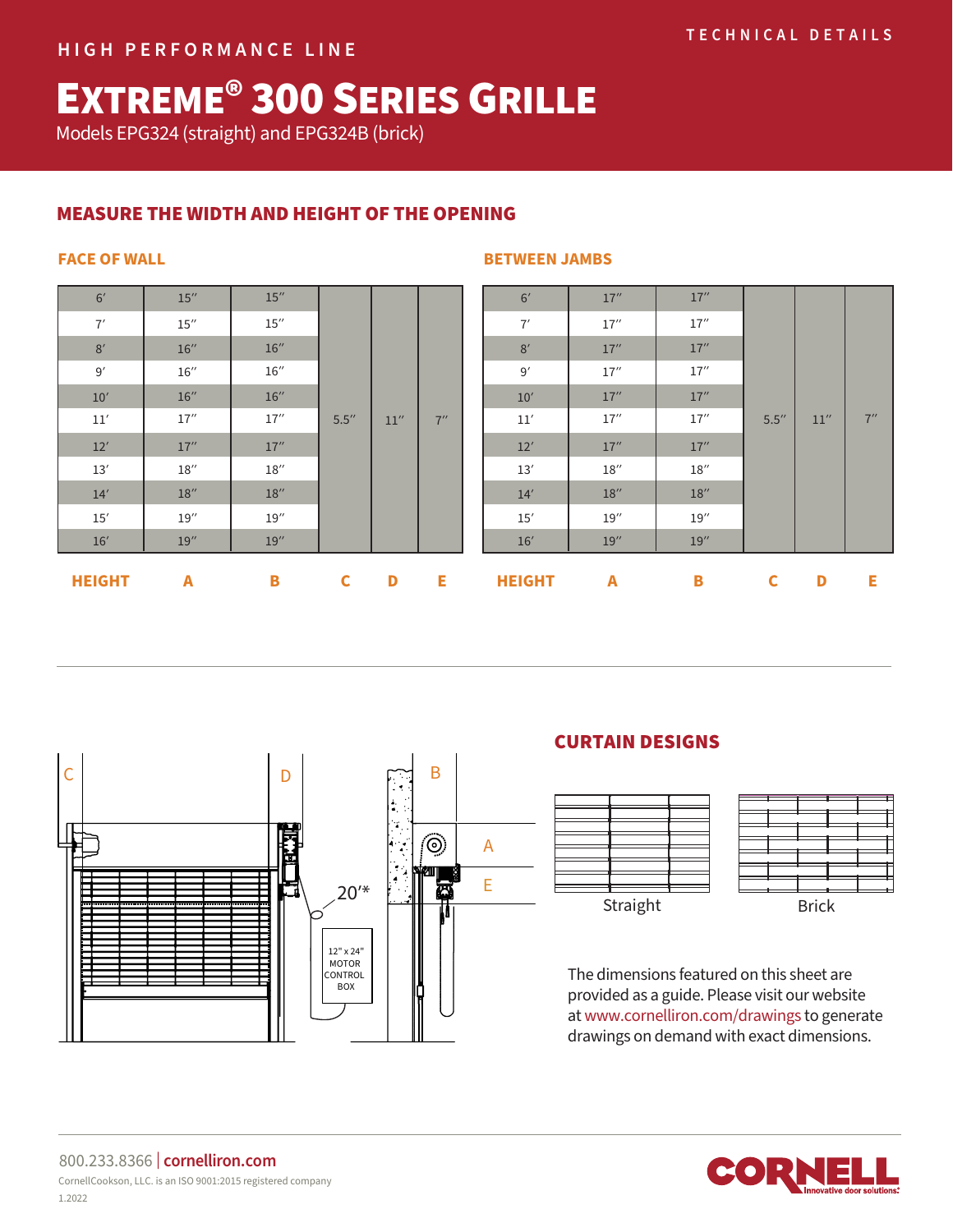HIGH PERFORMANCE LINE

TECHNICAL DETAILS

# EXTREME® 300 SERIES GRILLE

Models EPG324 (straight) and EPG324B (brick)

## MEASURE THE WIDTH AND HEIGHT OF THE OPENING

### FACE OF WALL

| HEIGHT | A | B | C | D | E |
|---|---|---|---|---|---|
| 6′ | 15″ | 15″ | 5.5″ | 11″ | 7″ |
| 7′ | 15″ | 15″ | | | |
| 8′ | 16″ | 16″ | | | |
| 9′ | 16″ | 16″ | | | |
| 10′ | 16″ | 16″ | | | |
| 11′ | 17″ | 17″ | | | |
| 12′ | 17″ | 17″ | | | |
| 13′ | 18″ | 18″ | | | |
| 14′ | 18″ | 18″ | | | |
| 15′ | 19″ | 19″ | | | |
| 16′ | 19″ | 19″ | | | |

### BETWEEN JAMBS

| HEIGHT | A | B | C | D | E |
|---|---|---|---|---|---|
| 6′ | 17″ | 17″ | 5.5″ | 11″ | 7″ |
| 7′ | 17″ | 17″ | | | |
| 8′ | 17″ | 17″ | | | |
| 9′ | 17″ | 17″ | | | |
| 10′ | 17″ | 17″ | | | |
| 11′ | 17″ | 17″ | | | |
| 12′ | 17″ | 17″ | | | |
| 13′ | 18″ | 18″ | | | |
| 14′ | 18″ | 18″ | | | |
| 15′ | 19″ | 19″ | | | |
| 16′ | 19″ | 19″ | | | |

C D B A E 20′* 12" x 24" MOTOR CONTROL BOX

## CURTAIN DESIGNS

Straight

Brick

The dimensions featured on this sheet are provided as a guide. Please visit our website at www.cornelliron.com/drawings to generate drawings on demand with exact dimensions.

800.233.8366 | cornelliron.com

CornellCookson, LLC. is an ISO 9001:2015 registered company

1.2022

CORNELL Innovative door solutions.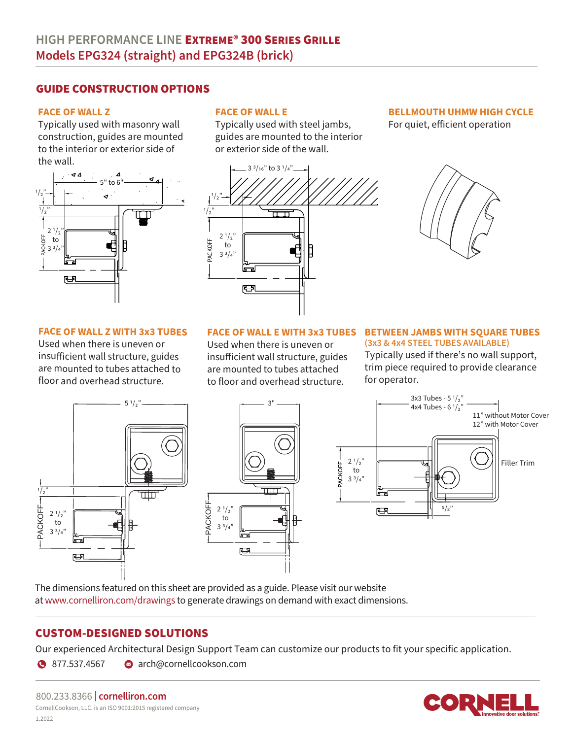# HIGH PERFORMANCE LINE EXTREME® 300 SERIES GRILLE
## Models EPG324 (straight) and EPG324B (brick)

## GUIDE CONSTRUCTION OPTIONS

### FACE OF WALL Z

Typically used with masonry wall construction, guides are mounted to the interior or exterior side of the wall.

5" to 6"

1/2"

1/2"

PACKOFF

2 1/2" to 3 3/4"

### FACE OF WALL E

Typically used with steel jambs, guides are mounted to the interior or exterior side of the wall.

3 3/16" to 3 1/4"

1/2"

1/2"

PACKOFF

2 1/2" to 3 3/4"

### BELLMOUTH UHMW HIGH CYCLE

For quiet, efficient operation

### FACE OF WALL Z WITH 3x3 TUBES

Used when there is uneven or insufficient wall structure, guides are mounted to tubes attached to floor and overhead structure.

5 1/2"

1/2"

PACKOFF

2 1/2" to 3 3/4"

### FACE OF WALL E WITH 3x3 TUBES

Used when there is uneven or insufficient wall structure, guides are mounted to tubes attached to floor and overhead structure.

3"

PACKOFF

2 1/2" to 3 3/4"

### BETWEEN JAMBS WITH SQUARE TUBES

**(3x3 & 4x4 STEEL TUBES AVAILABLE)**

Typically used if there's no wall support, trim piece required to provide clearance for operator.

3x3 Tubes - 5 1/2"
4x4 Tubes - 6 1/2"

11" without Motor Cover
12" with Motor Cover

Filler Trim

PACKOFF

2 1/2" to 3 3/4"

5/8"

The dimensions featured on this sheet are provided as a guide. Please visit our website at www.cornelliron.com/drawings to generate drawings on demand with exact dimensions.

## CUSTOM-DESIGNED SOLUTIONS

Our experienced Architectural Design Support Team can customize our products to fit your specific application.

877.537.4567 arch@cornellcookson.com

800.233.8366 | cornelliron.com

CornellCookson, LLC. is an ISO 9001:2015 registered company

1.2022

CORNELL Innovative door solutions.